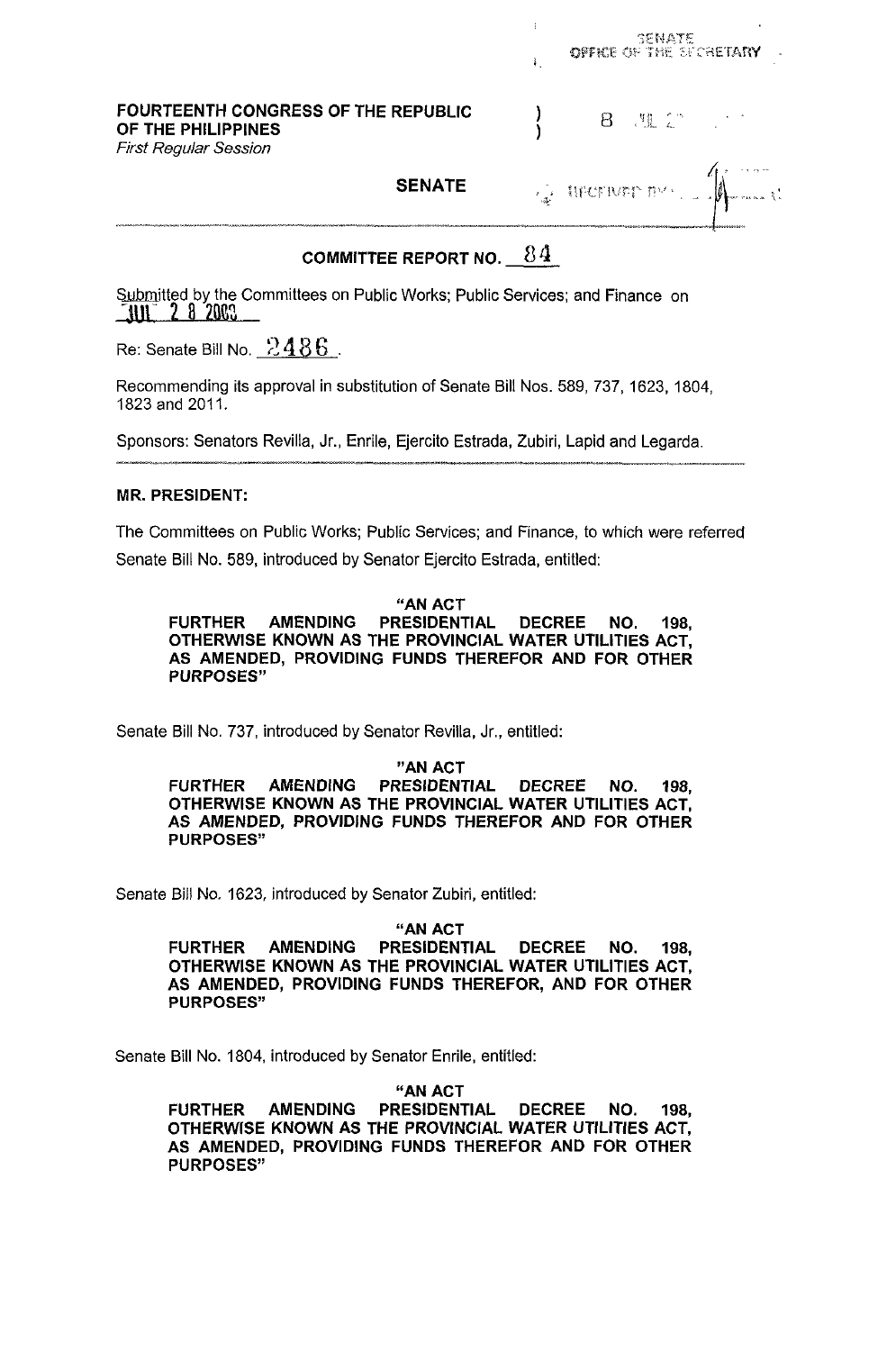SENATE
OFFICE OF THE SECRETARY

**FOURTEENTH CONGRESS OF THE REPUBLIC OF THE PHILIPPINES** )
*First Regular Session* )

8 JUL 2?

**SENATE**

RECEIVED BY:

## COMMITTEE REPORT NO. 84

Submitted by the Committees on Public Works; Public Services; and Finance on JUL 28 2008

Re: Senate Bill No. 2486.

Recommending its approval in substitution of Senate Bill Nos. 589, 737, 1623, 1804, 1823 and 2011.

Sponsors: Senators Revilla, Jr., Enrile, Ejercito Estrada, Zubiri, Lapid and Legarda.

**MR. PRESIDENT:**

The Committees on Public Works; Public Services; and Finance, to which were referred Senate Bill No. 589, introduced by Senator Ejercito Estrada, entitled:

> **"AN ACT**
> **FURTHER AMENDING PRESIDENTIAL DECREE NO. 198, OTHERWISE KNOWN AS THE PROVINCIAL WATER UTILITIES ACT, AS AMENDED, PROVIDING FUNDS THEREFOR AND FOR OTHER PURPOSES"**

Senate Bill No. 737, introduced by Senator Revilla, Jr., entitled:

> **"AN ACT**
> **FURTHER AMENDING PRESIDENTIAL DECREE NO. 198, OTHERWISE KNOWN AS THE PROVINCIAL WATER UTILITIES ACT, AS AMENDED, PROVIDING FUNDS THEREFOR AND FOR OTHER PURPOSES"**

Senate Bill No. 1623, introduced by Senator Zubiri, entitled:

> **"AN ACT**
> **FURTHER AMENDING PRESIDENTIAL DECREE NO. 198, OTHERWISE KNOWN AS THE PROVINCIAL WATER UTILITIES ACT, AS AMENDED, PROVIDING FUNDS THEREFOR, AND FOR OTHER PURPOSES"**

Senate Bill No. 1804, introduced by Senator Enrile, entitled:

> **"AN ACT**
> **FURTHER AMENDING PRESIDENTIAL DECREE NO. 198, OTHERWISE KNOWN AS THE PROVINCIAL WATER UTILITIES ACT, AS AMENDED, PROVIDING FUNDS THEREFOR AND FOR OTHER PURPOSES"**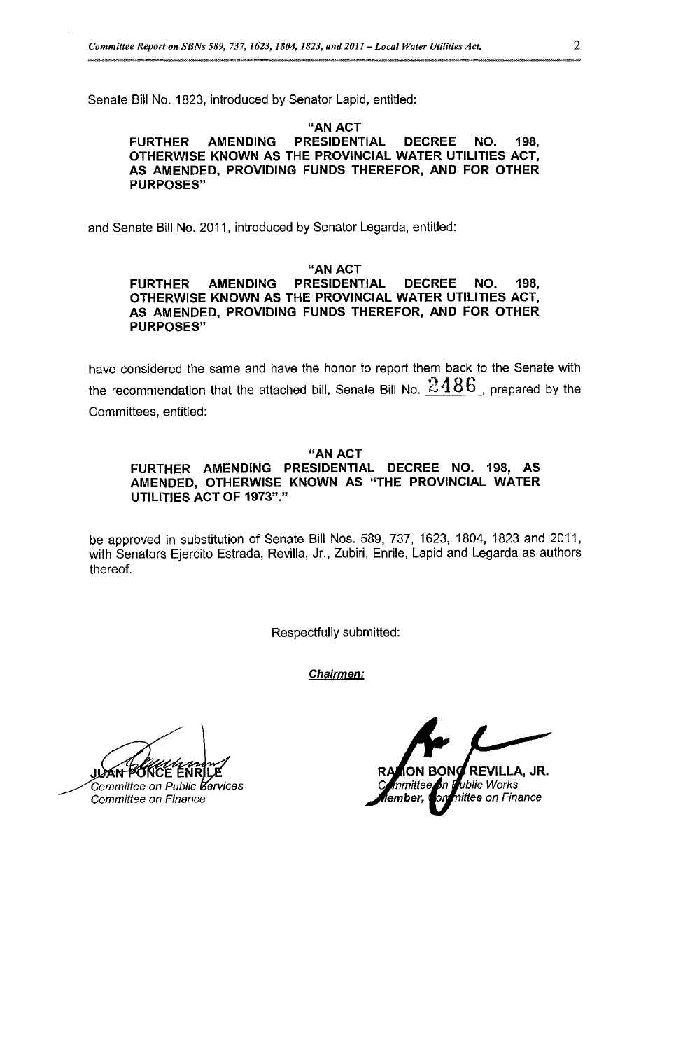Senate Bill No. 1823, introduced by Senator Lapid, entitled:

**"AN ACT**
**FURTHER AMENDING PRESIDENTIAL DECREE NO. 198, OTHERWISE KNOWN AS THE PROVINCIAL WATER UTILITIES ACT, AS AMENDED, PROVIDING FUNDS THEREFOR, AND FOR OTHER PURPOSES"**

and Senate Bill No. 2011, introduced by Senator Legarda, entitled:

**"AN ACT**
**FURTHER AMENDING PRESIDENTIAL DECREE NO. 198, OTHERWISE KNOWN AS THE PROVINCIAL WATER UTILITIES ACT, AS AMENDED, PROVIDING FUNDS THEREFOR, AND FOR OTHER PURPOSES"**

have considered the same and have the honor to report them back to the Senate with the recommendation that the attached bill, Senate Bill No. 2486, prepared by the Committees, entitled:

**"AN ACT**
**FURTHER AMENDING PRESIDENTIAL DECREE NO. 198, AS AMENDED, OTHERWISE KNOWN AS "THE PROVINCIAL WATER UTILITIES ACT OF 1973"."**

be approved in substitution of Senate Bill Nos. 589, 737, 1623, 1804, 1823 and 2011, with Senators Ejercito Estrada, Revilla, Jr., Zubiri, Enrile, Lapid and Legarda as authors thereof.

Respectfully submitted:

***Chairmen:***

**JUAN PONCE ENRILE**
*Committee on Public Services*
*Committee on Finance*

**RAMON BONG REVILLA, JR.**
*Committee on Public Works*
***Member,** Committee on Finance*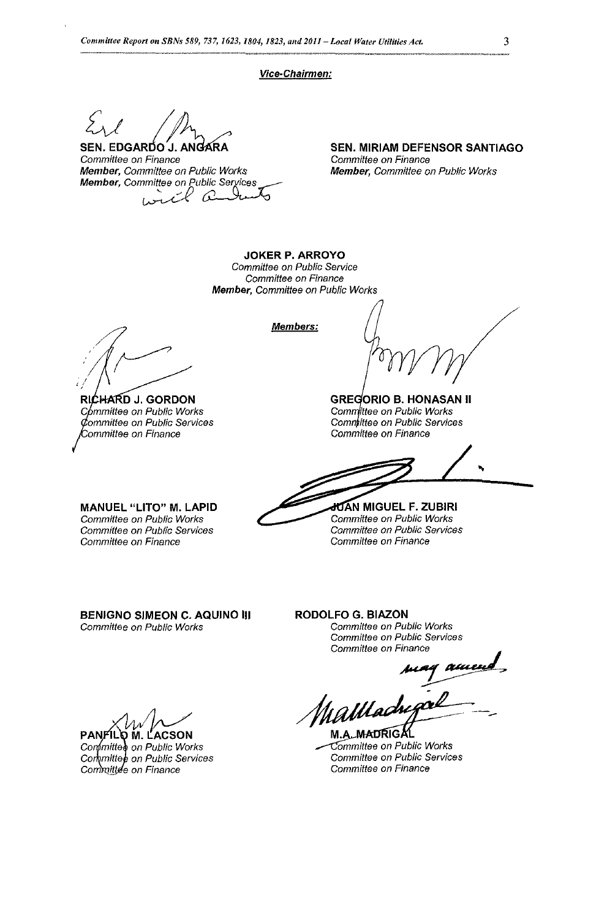***Vice-Chairmen:***

**SEN. EDGARDO J. ANGARA**
*Committee on Finance*
***Member**, Committee on Public Works*
***Member**, Committee on Public Services*
with amendments

**SEN. MIRIAM DEFENSOR SANTIAGO**
*Committee on Finance*
***Member**, Committee on Public Works*

**JOKER P. ARROYO**
*Committee on Public Service*
*Committee on Finance*
***Member**, Committee on Public Works*

***Members:***

**RICHARD J. GORDON**
*Committee on Public Works*
*Committee on Public Services*
*Committee on Finance*

**GREGORIO B. HONASAN II**
*Committee on Public Works*
*Committee on Public Services*
*Committee on Finance*

**MANUEL "LITO" M. LAPID**
*Committee on Public Works*
*Committee on Public Services*
*Committee on Finance*

**JUAN MIGUEL F. ZUBIRI**
*Committee on Public Works*
*Committee on Public Services*
*Committee on Finance*

**BENIGNO SIMEON C. AQUINO III**
*Committee on Public Works*

**RODOLFO G. BIAZON**
*Committee on Public Works*
*Committee on Public Services*
*Committee on Finance*

**PANFILO M. LACSON**
*Committee on Public Works*
*Committee on Public Services*
*Committee on Finance*

may amend

**M.A. MADRIGAL**
*Committee on Public Works*
*Committee on Public Services*
*Committee on Finance*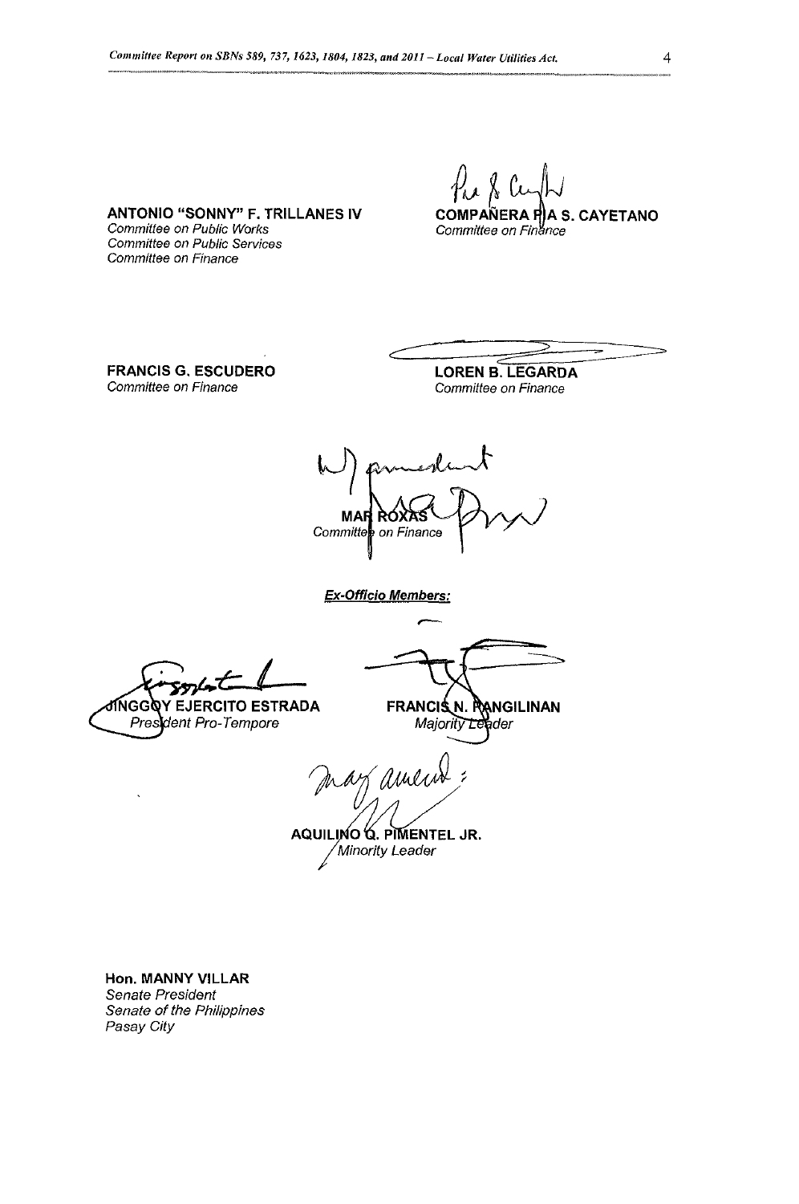**ANTONIO "SONNY" F. TRILLANES IV**
*Committee on Public Works*
*Committee on Public Services*
*Committee on Finance*

**COMPAÑERA PIA S. CAYETANO**
*Committee on Finance*

**FRANCIS G. ESCUDERO**
*Committee on Finance*

**LOREN B. LEGARDA**
*Committee on Finance*

W/ amendment

**MAR ROXAS**
*Committee on Finance*

***Ex-Officio Members:***

**JINGGOY EJERCITO ESTRADA**
*President Pro-Tempore*

**FRANCIS N. PANGILINAN**
*Majority Leader*

may amend :

**AQUILINO Q. PIMENTEL JR.**
*Minority Leader*

**Hon. MANNY VILLAR**
*Senate President*
*Senate of the Philippines*
*Pasay City*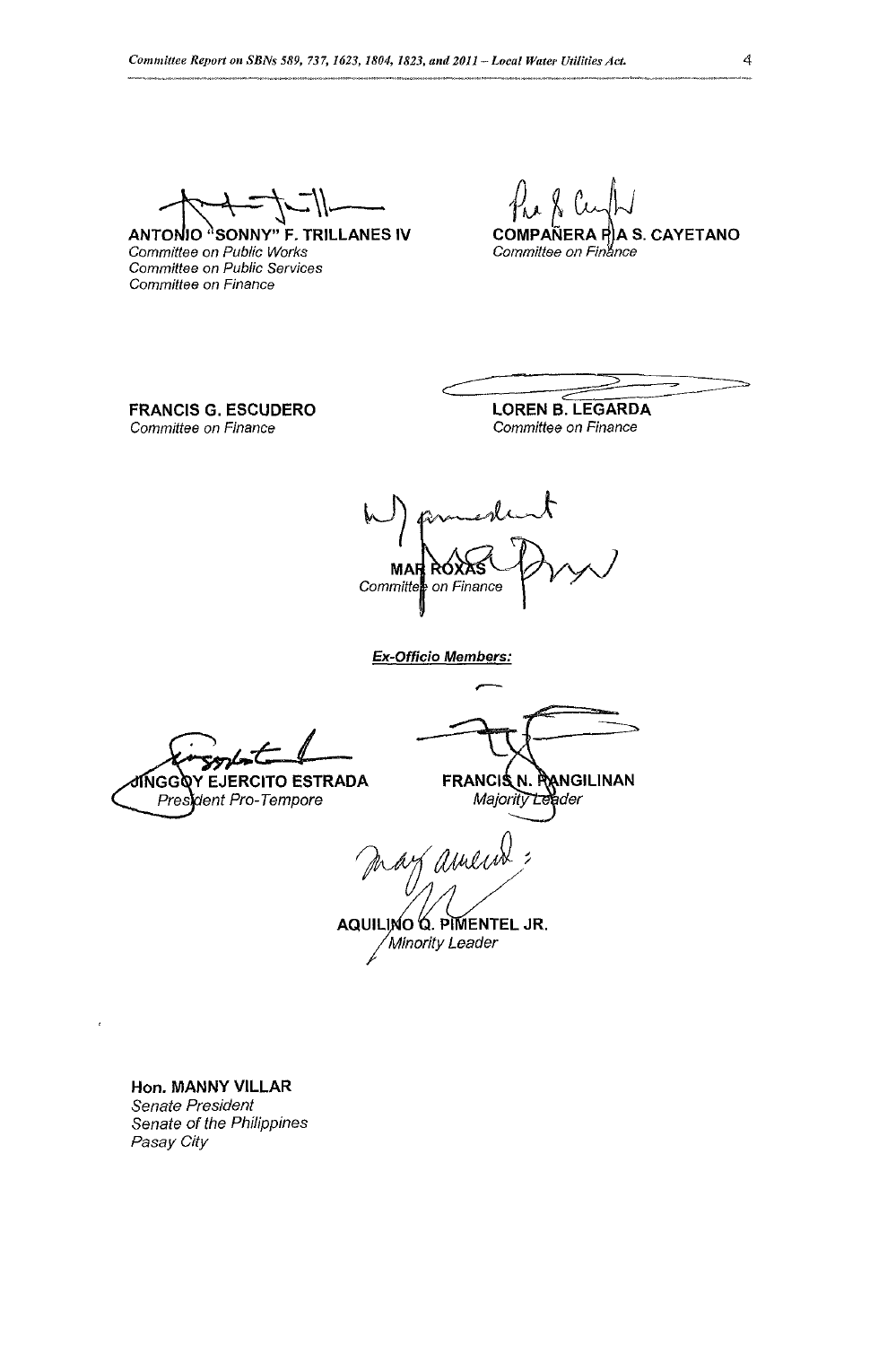**ANTONIO "SONNY" F. TRILLANES IV**
*Committee on Public Works*
*Committee on Public Services*
*Committee on Finance*

**COMPAÑERA PIA S. CAYETANO**
*Committee on Finance*

**FRANCIS G. ESCUDERO**
*Committee on Finance*

**LOREN B. LEGARDA**
*Committee on Finance*

w/ amendment

**MAR ROXAS**
*Committee on Finance*

***Ex-Officio Members:***

**JINGGOY EJERCITO ESTRADA**
*President Pro-Tempore*

**FRANCIS N. PANGILINAN**
*Majority Leader*

may amend;

**AQUILINO Q. PIMENTEL JR.**
*Minority Leader*

**Hon. MANNY VILLAR**
*Senate President*
*Senate of the Philippines*
*Pasay City*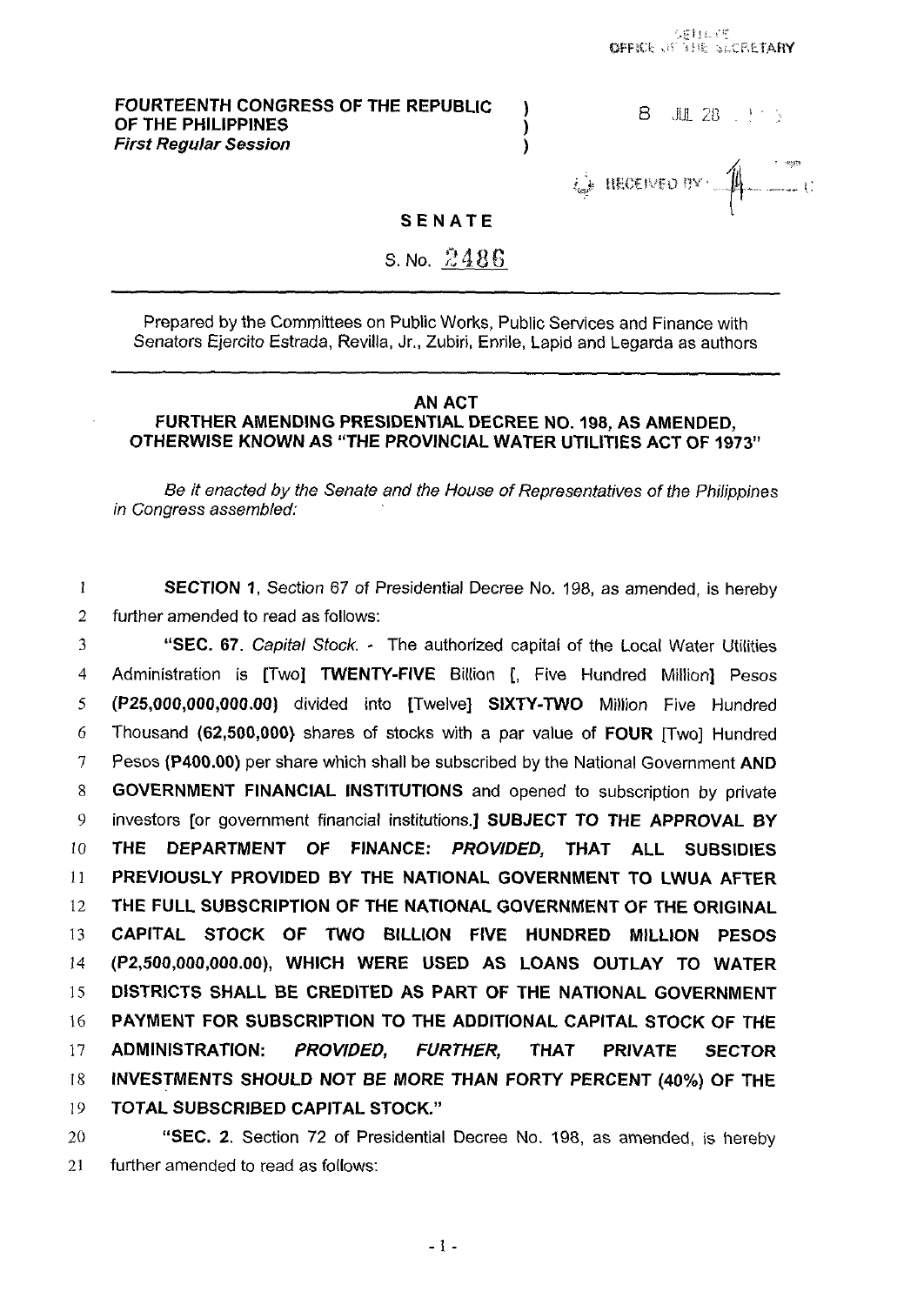SENATE
OFFICE OF THE SECRETARY

8 JUL 28

RECEIVED BY:

**FOURTEENTH CONGRESS OF THE REPUBLIC OF THE PHILIPPINES**
***First Regular Session***

**SENATE**

S. No. 2486

---

Prepared by the Committees on Public Works, Public Services and Finance with Senators Ejercito Estrada, Revilla, Jr., Zubiri, Enrile, Lapid and Legarda as authors

---

**AN ACT**
**FURTHER AMENDING PRESIDENTIAL DECREE NO. 198, AS AMENDED, OTHERWISE KNOWN AS "THE PROVINCIAL WATER UTILITIES ACT OF 1973"**

*Be it enacted by the Senate and the House of Representatives of the Philippines in Congress assembled:*

1 **SECTION 1**, Section 67 of Presidential Decree No. 198, as amended, is hereby
2 further amended to read as follows:

3 **"SEC. 67.** *Capital Stock.* - The authorized capital of the Local Water Utilities
4 Administration is [Two] **TWENTY-FIVE** Billion [, Five Hundred Million] Pesos
5 **(P25,000,000,000.00)** divided into [Twelve] **SIXTY-TWO** Million Five Hundred
6 Thousand **(62,500,000)** shares of stocks with a par value of **FOUR** [Two] Hundred
7 Pesos **(P400.00)** per share which shall be subscribed by the National Government **AND**
8 **GOVERNMENT FINANCIAL INSTITUTIONS** and opened to subscription by private
9 investors [or government financial institutions.] **SUBJECT TO THE APPROVAL BY**
10 **THE DEPARTMENT OF FINANCE: *PROVIDED,* THAT ALL SUBSIDIES**
11 **PREVIOUSLY PROVIDED BY THE NATIONAL GOVERNMENT TO LWUA AFTER**
12 **THE FULL SUBSCRIPTION OF THE NATIONAL GOVERNMENT OF THE ORIGINAL**
13 **CAPITAL STOCK OF TWO BILLION FIVE HUNDRED MILLION PESOS**
14 **(P2,500,000,000.00), WHICH WERE USED AS LOANS OUTLAY TO WATER**
15 **DISTRICTS SHALL BE CREDITED AS PART OF THE NATIONAL GOVERNMENT**
16 **PAYMENT FOR SUBSCRIPTION TO THE ADDITIONAL CAPITAL STOCK OF THE**
17 **ADMINISTRATION: *PROVIDED, FURTHER,* THAT PRIVATE SECTOR**
18 **INVESTMENTS SHOULD NOT BE MORE THAN FORTY PERCENT (40%) OF THE**
19 **TOTAL SUBSCRIBED CAPITAL STOCK."**

20 **"SEC. 2.** Section 72 of Presidential Decree No. 198, as amended, is hereby
21 further amended to read as follows: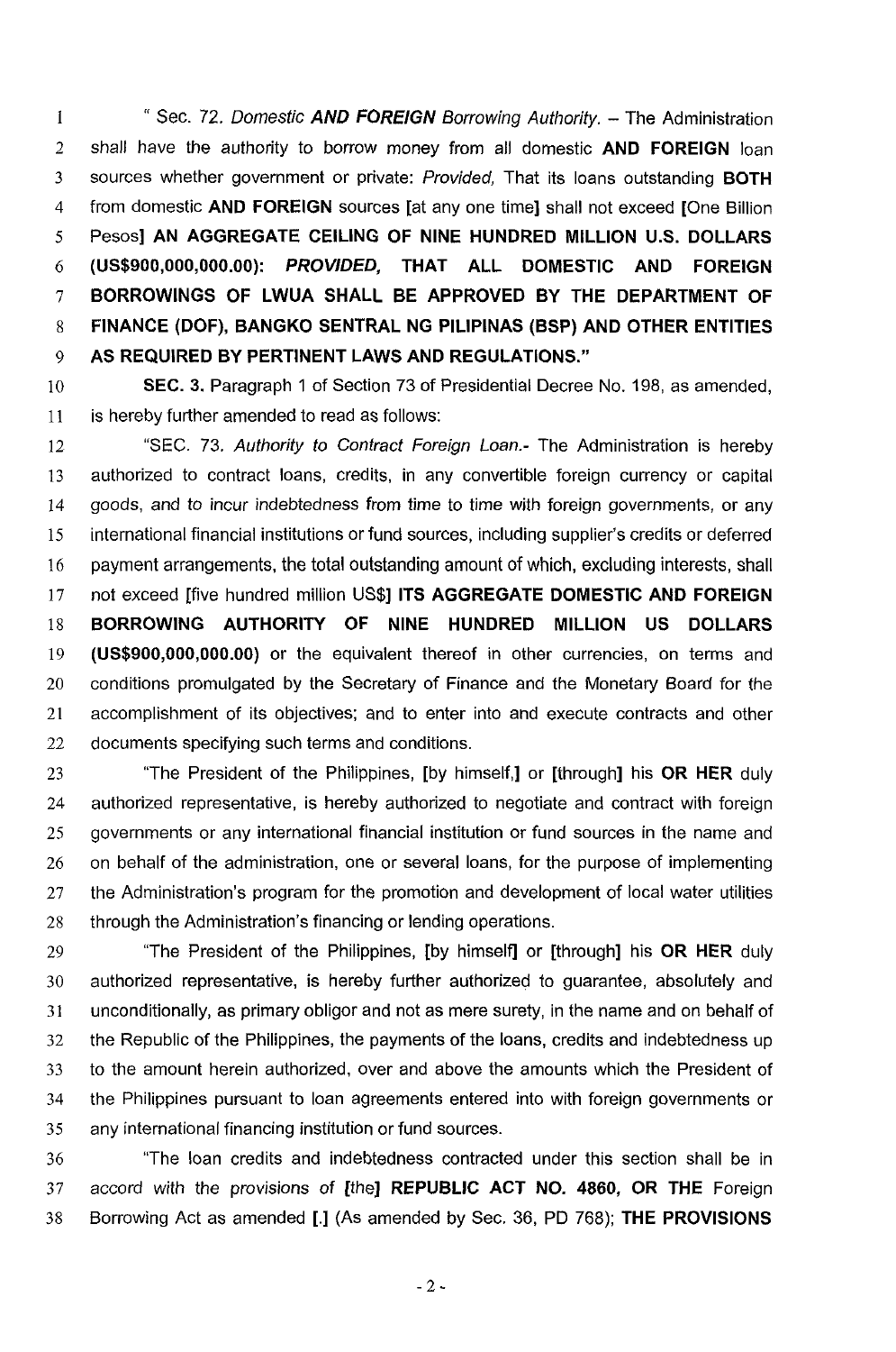" Sec. 72. *Domestic* **AND FOREIGN** *Borrowing Authority.* – The Administration shall have the authority to borrow money from all domestic **AND FOREIGN** loan sources whether government or private: *Provided,* That its loans outstanding **BOTH** from domestic **AND FOREIGN** sources [at any one time] shall not exceed [One Billion Pesos] **AN AGGREGATE CEILING OF NINE HUNDRED MILLION U.S. DOLLARS (US$900,000,000.00):** ***PROVIDED,*** **THAT ALL DOMESTIC AND FOREIGN BORROWINGS OF LWUA SHALL BE APPROVED BY THE DEPARTMENT OF FINANCE (DOF), BANGKO SENTRAL NG PILIPINAS (BSP) AND OTHER ENTITIES AS REQUIRED BY PERTINENT LAWS AND REGULATIONS."**

**SEC. 3.** Paragraph 1 of Section 73 of Presidential Decree No. 198, as amended, is hereby further amended to read as follows:

"SEC. 73. *Authority to Contract Foreign Loan.-* The Administration is hereby authorized to contract loans, credits, in any convertible foreign currency or capital goods, and to incur indebtedness from time to time with foreign governments, or any international financial institutions or fund sources, including supplier's credits or deferred payment arrangements, the total outstanding amount of which, excluding interests, shall not exceed [five hundred million US$] **ITS AGGREGATE DOMESTIC AND FOREIGN BORROWING AUTHORITY OF NINE HUNDRED MILLION US DOLLARS (US$900,000,000.00)** or the equivalent thereof in other currencies, on terms and conditions promulgated by the Secretary of Finance and the Monetary Board for the accomplishment of its objectives; and to enter into and execute contracts and other documents specifying such terms and conditions.

"The President of the Philippines, [by himself,] or [through] his **OR HER** duly authorized representative, is hereby authorized to negotiate and contract with foreign governments or any international financial institution or fund sources in the name and on behalf of the administration, one or several loans, for the purpose of implementing the Administration's program for the promotion and development of local water utilities through the Administration's financing or lending operations.

"The President of the Philippines, [by himself] or [through] his **OR HER** duly authorized representative, is hereby further authorized to guarantee, absolutely and unconditionally, as primary obligor and not as mere surety, in the name and on behalf of the Republic of the Philippines, the payments of the loans, credits and indebtedness up to the amount herein authorized, over and above the amounts which the President of the Philippines pursuant to loan agreements entered into with foreign governments or any international financing institution or fund sources.

"The loan credits and indebtedness contracted under this section shall be in accord with the provisions of [the] **REPUBLIC ACT NO. 4860, OR THE** Foreign Borrowing Act as amended [.] (As amended by Sec. 36, PD 768); **THE PROVISIONS**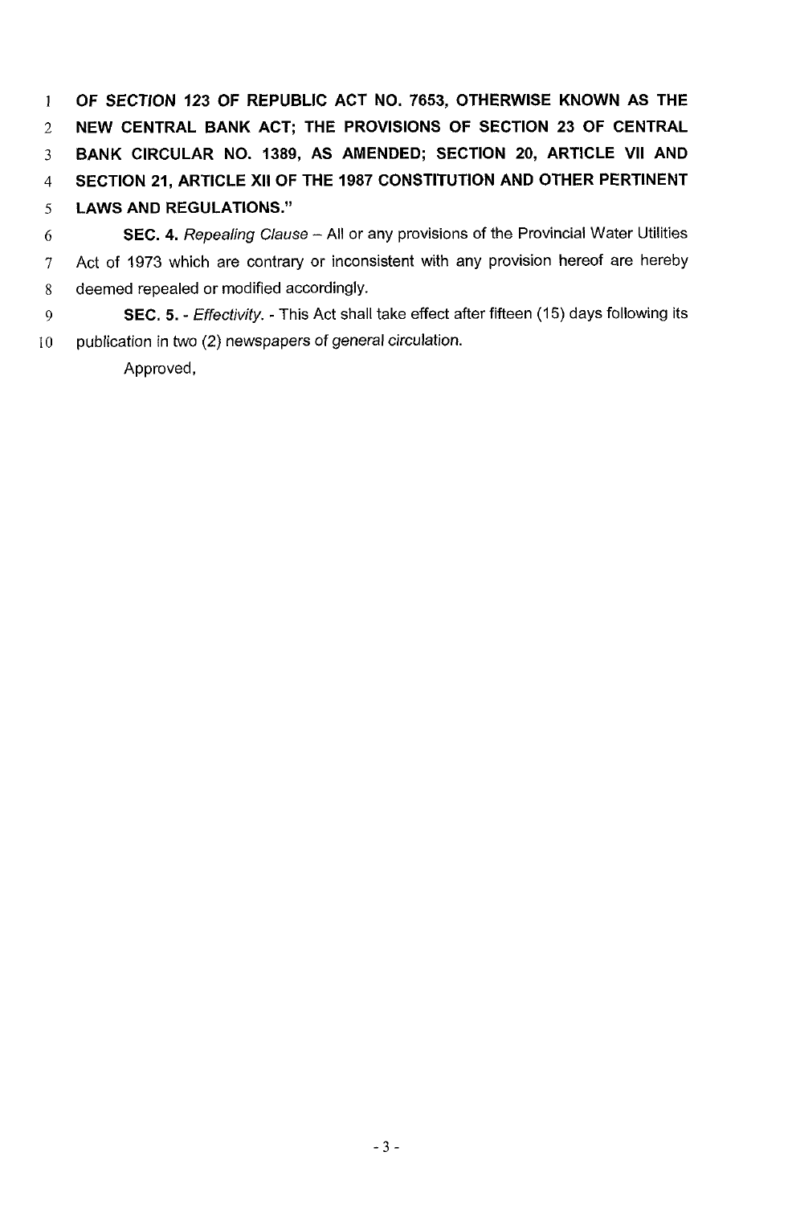**OF *SECTION* 123 OF REPUBLIC ACT NO. 7653, OTHERWISE KNOWN AS THE NEW CENTRAL BANK ACT; THE PROVISIONS OF SECTION 23 OF CENTRAL BANK CIRCULAR NO. 1389, AS AMENDED; SECTION 20, ARTICLE VII AND SECTION 21, ARTICLE XII OF THE 1987 CONSTITUTION AND OTHER PERTINENT LAWS AND REGULATIONS."**

**SEC. 4.** *Repealing Clause* – All or any provisions of the Provincial Water Utilities Act of 1973 which are contrary or inconsistent with any provision hereof are hereby deemed repealed or modified accordingly.

**SEC. 5.** - *Effectivity.* - This Act shall take effect after fifteen (15) days following its publication in two (2) newspapers of general circulation.

Approved,